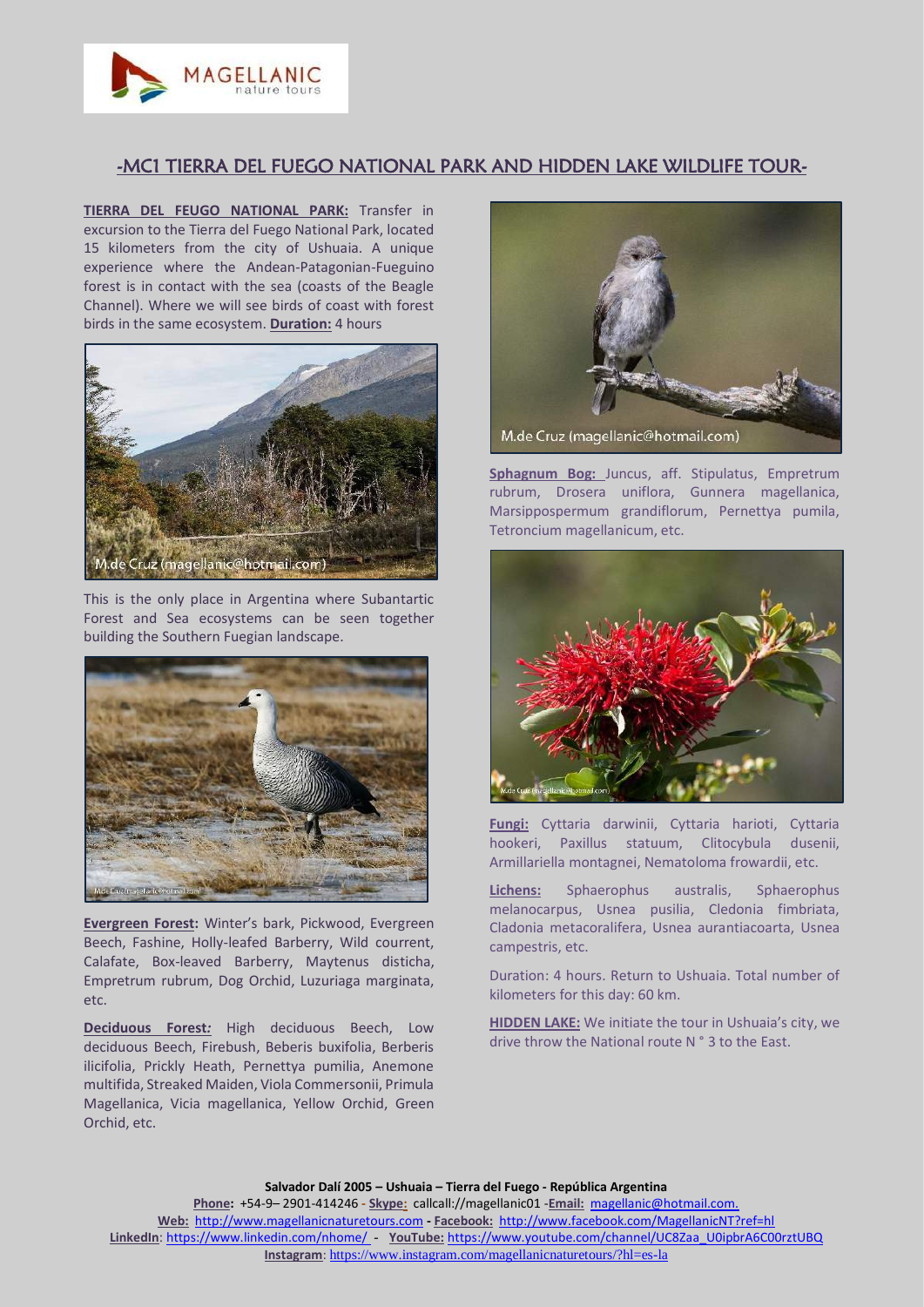# -MC1 TIERRA DEL FUEGO NATIONAL PARK AND HIDDEN LAKE WILDLIFE TOUR-

**TIERRA DEL FEUGO NATIONAL PARK:** Transfer in excursion to the Tierra del Fuego National Park, located 15 kilometers from the city of Ushuaia. A unique experience where the Andean-Patagonian-Fueguino forest is in contact with the sea (coasts of the Beagle Channel). Where we will see birds of coast with forest birds in the same ecosystem. **Duration:** 4 hours

This is the only place in Argentina where Subantartic Forest and Sea ecosystems can be seen together building the Southern Fuegian landscape.

**Evergreen Forest:** Winter's bark, Pickwood, Evergreen Beech, Fashine, Holly-leafed Barberry, Wild current, Calafate, Box-leaved Barberry, Maytenus disticha, Empretrum rubrum, Dog Orchid, Luzuriaga marginata, etc.

**Deciduous Forest:** High deciduous Beech, Low deciduous Beech, Firebush, Beberis buxifolia, Berberis ilicifolia, Prickly Heath, Pernettya pumilia, Anemone multifida, Streaked Maiden, Viola Commersonii, Primula Magellanica, Vicia magellanica, Yellow Orchid, Green Orchid, etc.

**Sphagnum Bog:** Juncus, aff. Stipulatus, Empretrum rubrum, Drosera uniflora, Gunnera magellanica, Marsippospermum grandiflorum, Pernettya pumila, Tetroncium magellanicum, etc.

**Fungi:** Cyttaria darwinii, Cyttaria harioti, Cyttaria hookeri, Paxillus statuum, Clitocybula dusenii, Armillariella montagnei, Nematoloma frowardii, etc.

**Lichens:** Sphaerophus australis, Sphaerophus melanocarpus, Usnea pusilia, Cledonia fimbriata, Cladonia metacoralifera, Usnea aurantiacoarta, Usnea campestris, etc.

Duration: 4 hours. Return to Ushuaia. Total number of kilometers for this day: 60 km.

**HIDDEN LAKE:** We initiate the tour in Ushuaia's city, we drive throw the National route N ° 3 to the East.

**Salvador Dalí 2005 – Ushuaia – Tierra del Fuego - República Argentina**

**Phone:** +54-9– 2901-414246 - **Skype:** callcall://magellanic01 -**Email:** magellanic@hotmail.com.
**Web:** http://www.magellanicnaturetours.com - **Facebook:** http://www.facebook.com/MagellanicNT?ref=hl
**LinkedIn**: https://www.linkedin.com/nhome/ - **YouTube:** https://www.youtube.com/channel/UC8Zaa_U0ipbrA6C00rztUBQ
**Instagram**: https://www.instagram.com/magellanicnaturetours/?hl=es-la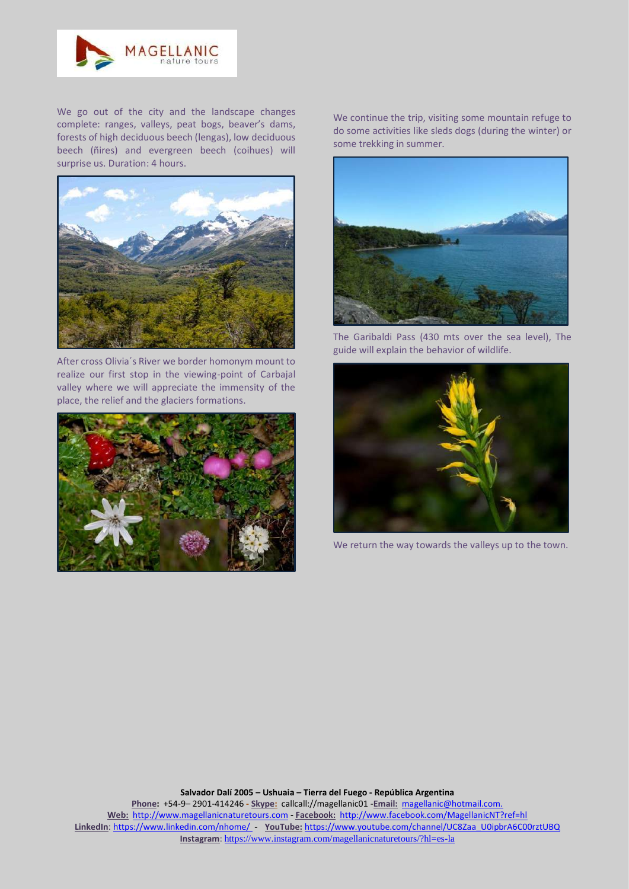We go out of the city and the landscape changes complete: ranges, valleys, peat bogs, beaver's dams, forests of high deciduous beech (lengas), low deciduous beech (ñires) and evergreen beech (coihues) will surprise us. Duration: 4 hours.

After cross Olivia´s River we border homonym mount to realize our first stop in the viewing-point of Carbajal valley where we will appreciate the immensity of the place, the relief and the glaciers formations.

We continue the trip, visiting some mountain refuge to do some activities like sleds dogs (during the winter) or some trekking in summer.

The Garibaldi Pass (430 mts over the sea level), The guide will explain the behavior of wildlife.

We return the way towards the valleys up to the town.

**Salvador Dalí 2005 – Ushuaia – Tierra del Fuego - República Argentina**

**Phone:** +54-9– 2901-414246 - **Skype:** callcall://magellanic01 -**Email:** magellanic@hotmail.com.

**Web:** http://www.magellanicnaturetours.com - **Facebook:** http://www.facebook.com/MagellanicNT?ref=hl

**LinkedIn**: https://www.linkedin.com/nhome/ - **YouTube:** https://www.youtube.com/channel/UC8Zaa_U0ipbrA6C00rztUBQ

**Instagram**: https://www.instagram.com/magellanicnaturetours/?hl=es-la